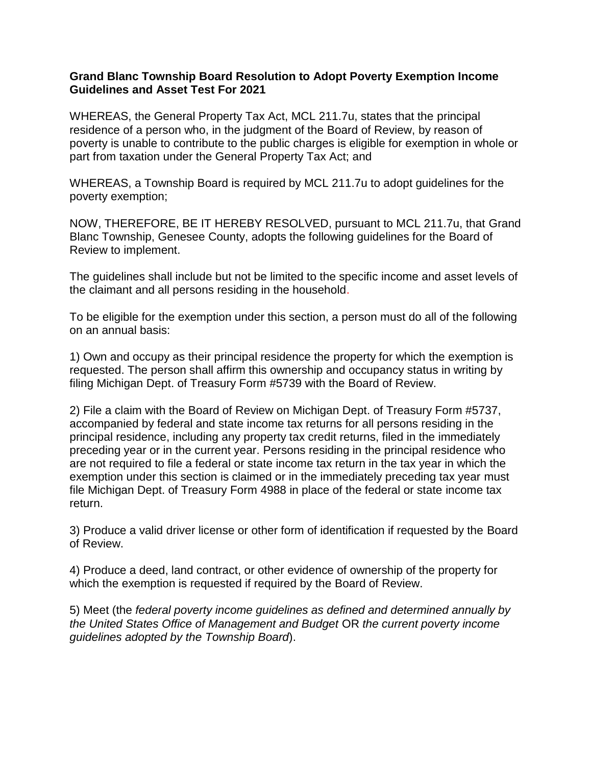**Grand Blanc Township Board Resolution to Adopt Poverty Exemption Income Guidelines and Asset Test For 2021**

WHEREAS, the General Property Tax Act, MCL 211.7u, states that the principal residence of a person who, in the judgment of the Board of Review, by reason of poverty is unable to contribute to the public charges is eligible for exemption in whole or part from taxation under the General Property Tax Act; and

WHEREAS, a Township Board is required by MCL 211.7u to adopt guidelines for the poverty exemption;

NOW, THEREFORE, BE IT HEREBY RESOLVED, pursuant to MCL 211.7u, that Grand Blanc Township, Genesee County, adopts the following guidelines for the Board of Review to implement.

The guidelines shall include but not be limited to the specific income and asset levels of the claimant and all persons residing in the household.

To be eligible for the exemption under this section, a person must do all of the following on an annual basis:

1) Own and occupy as their principal residence the property for which the exemption is requested. The person shall affirm this ownership and occupancy status in writing by filing Michigan Dept. of Treasury Form #5739 with the Board of Review.

2) File a claim with the Board of Review on Michigan Dept. of Treasury Form #5737, accompanied by federal and state income tax returns for all persons residing in the principal residence, including any property tax credit returns, filed in the immediately preceding year or in the current year. Persons residing in the principal residence who are not required to file a federal or state income tax return in the tax year in which the exemption under this section is claimed or in the immediately preceding tax year must file Michigan Dept. of Treasury Form 4988 in place of the federal or state income tax return.

3) Produce a valid driver license or other form of identification if requested by the Board of Review.

4) Produce a deed, land contract, or other evidence of ownership of the property for which the exemption is requested if required by the Board of Review.

5) Meet (the *federal poverty income guidelines as defined and determined annually by the United States Office of Management and Budget* OR *the current poverty income guidelines adopted by the Township Board*).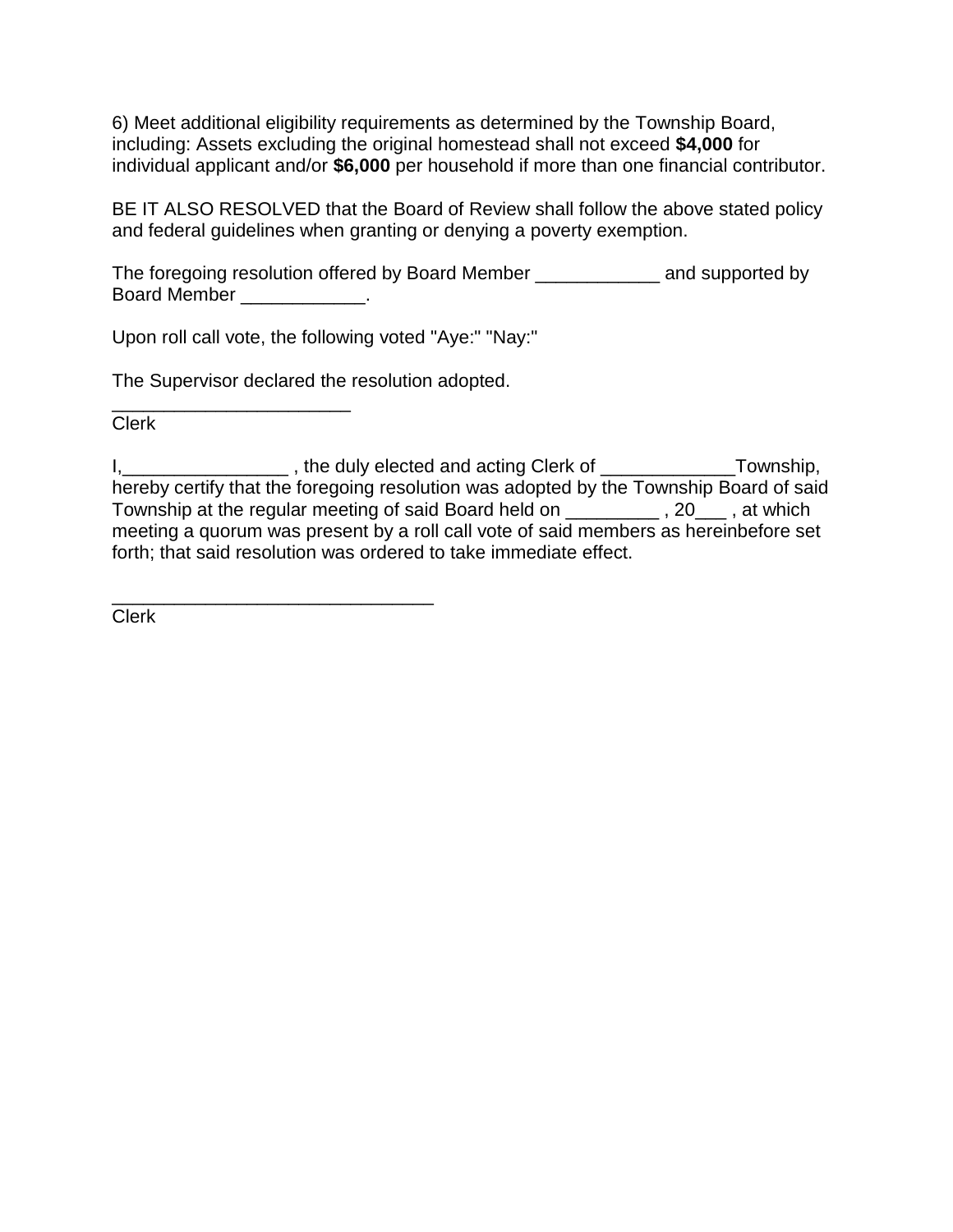6) Meet additional eligibility requirements as determined by the Township Board, including: Assets excluding the original homestead shall not exceed **$4,000** for individual applicant and/or **$6,000** per household if more than one financial contributor.

BE IT ALSO RESOLVED that the Board of Review shall follow the above stated policy and federal guidelines when granting or denying a poverty exemption.

The foregoing resolution offered by Board Member ____________ and supported by Board Member ____________.

Upon roll call vote, the following voted "Aye:" "Nay:"

The Supervisor declared the resolution adopted.

_______________________
Clerk

I,________________ , the duly elected and acting Clerk of _____________Township, hereby certify that the foregoing resolution was adopted by the Township Board of said Township at the regular meeting of said Board held on _________ , 20___ , at which meeting a quorum was present by a roll call vote of said members as hereinbefore set forth; that said resolution was ordered to take immediate effect.

_______________________________
Clerk